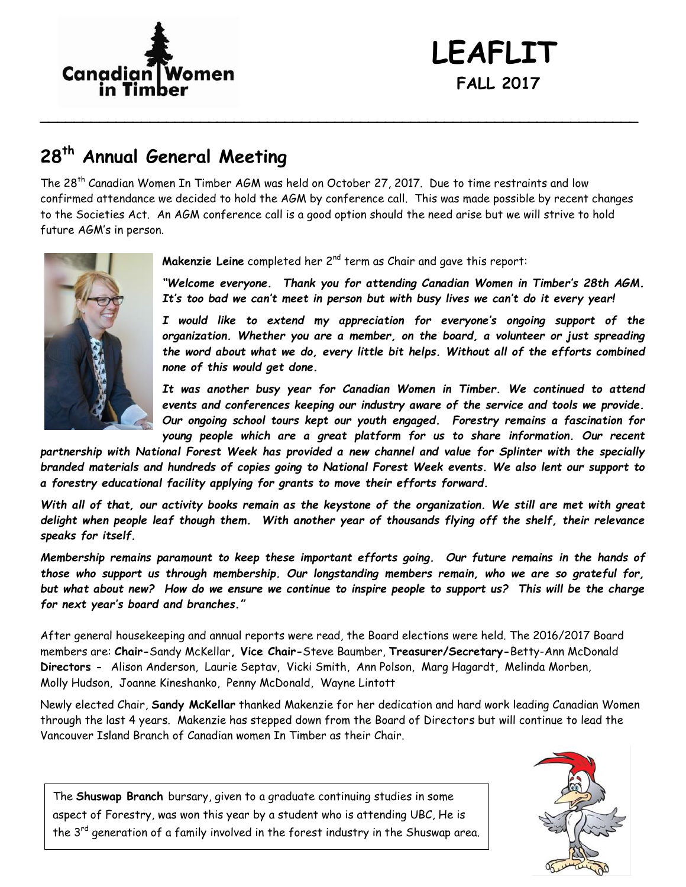# LEAFLIT

**FALL 2017**

## 28th Annual General Meeting

The 28th Canadian Women In Timber AGM was held on October 27, 2017. Due to time restraints and low confirmed attendance we decided to hold the AGM by conference call. This was made possible by recent changes to the Societies Act. An AGM conference call is a good option should the need arise but we will strive to hold future AGM's in person.

**Makenzie Leine** completed her 2nd term as Chair and gave this report:

***"Welcome everyone. Thank you for attending Canadian Women in Timber's 28th AGM. It's too bad we can't meet in person but with busy lives we can't do it every year!***

***I would like to extend my appreciation for everyone's ongoing support of the organization. Whether you are a member, on the board, a volunteer or just spreading the word about what we do, every little bit helps. Without all of the efforts combined none of this would get done.***

***It was another busy year for Canadian Women in Timber. We continued to attend events and conferences keeping our industry aware of the service and tools we provide. Our ongoing school tours kept our youth engaged. Forestry remains a fascination for young people which are a great platform for us to share information. Our recent partnership with National Forest Week has provided a new channel and value for Splinter with the specially branded materials and hundreds of copies going to National Forest Week events. We also lent our support to a forestry educational facility applying for grants to move their efforts forward.***

***With all of that, our activity books remain as the keystone of the organization. We still are met with great delight when people leaf though them. With another year of thousands flying off the shelf, their relevance speaks for itself.***

***Membership remains paramount to keep these important efforts going. Our future remains in the hands of those who support us through membership. Our longstanding members remain, who we are so grateful for, but what about new? How do we ensure we continue to inspire people to support us? This will be the charge for next year's board and branches."***

After general housekeeping and annual reports were read, the Board elections were held. The 2016/2017 Board members are: **Chair-**Sandy McKellar**, Vice Chair-**Steve Baumber, **Treasurer/Secretary-**Betty-Ann McDonald **Directors -** Alison Anderson, Laurie Septav, Vicki Smith, Ann Polson, Marg Hagardt, Melinda Morben, Molly Hudson, Joanne Kineshanko, Penny McDonald, Wayne Lintott

Newly elected Chair, **Sandy McKellar** thanked Makenzie for her dedication and hard work leading Canadian Women through the last 4 years. Makenzie has stepped down from the Board of Directors but will continue to lead the Vancouver Island Branch of Canadian women In Timber as their Chair.

The **Shuswap Branch** bursary, given to a graduate continuing studies in some aspect of Forestry, was won this year by a student who is attending UBC, He is the 3rd generation of a family involved in the forest industry in the Shuswap area.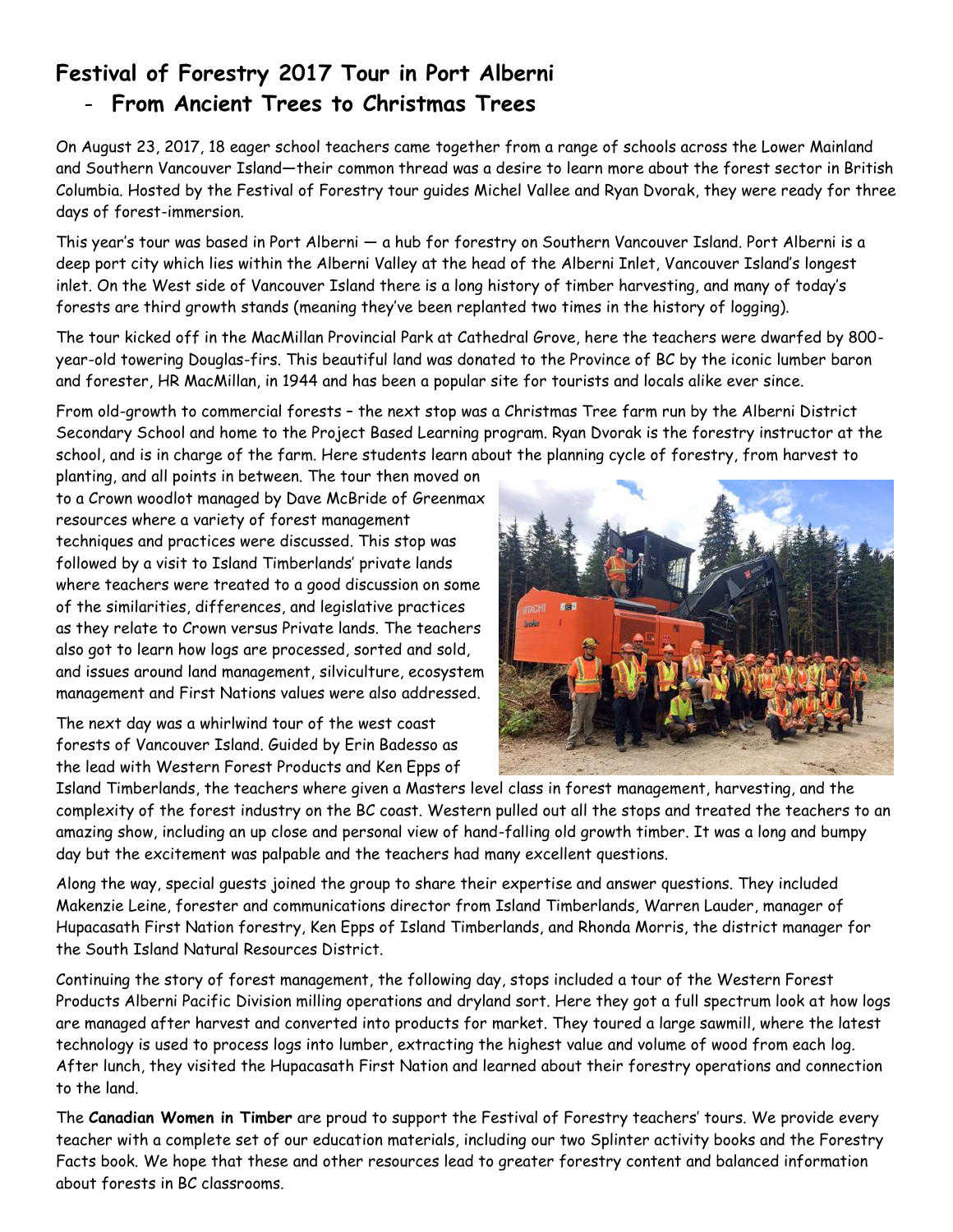## Festival of Forestry 2017 Tour in Port Alberni

## - From Ancient Trees to Christmas Trees

On August 23, 2017, 18 eager school teachers came together from a range of schools across the Lower Mainland and Southern Vancouver Island—their common thread was a desire to learn more about the forest sector in British Columbia. Hosted by the Festival of Forestry tour guides Michel Vallee and Ryan Dvorak, they were ready for three days of forest-immersion.

This year's tour was based in Port Alberni — a hub for forestry on Southern Vancouver Island. Port Alberni is a deep port city which lies within the Alberni Valley at the head of the Alberni Inlet, Vancouver Island's longest inlet. On the West side of Vancouver Island there is a long history of timber harvesting, and many of today's forests are third growth stands (meaning they've been replanted two times in the history of logging).

The tour kicked off in the MacMillan Provincial Park at Cathedral Grove, here the teachers were dwarfed by 800-year-old towering Douglas-firs. This beautiful land was donated to the Province of BC by the iconic lumber baron and forester, HR MacMillan, in 1944 and has been a popular site for tourists and locals alike ever since.

From old-growth to commercial forests – the next stop was a Christmas Tree farm run by the Alberni District Secondary School and home to the Project Based Learning program. Ryan Dvorak is the forestry instructor at the school, and is in charge of the farm. Here students learn about the planning cycle of forestry, from harvest to planting, and all points in between. The tour then moved on to a Crown woodlot managed by Dave McBride of Greenmax resources where a variety of forest management techniques and practices were discussed. This stop was followed by a visit to Island Timberlands' private lands where teachers were treated to a good discussion on some of the similarities, differences, and legislative practices as they relate to Crown versus Private lands. The teachers also got to learn how logs are processed, sorted and sold, and issues around land management, silviculture, ecosystem management and First Nations values were also addressed.

The next day was a whirlwind tour of the west coast forests of Vancouver Island. Guided by Erin Badesso as the lead with Western Forest Products and Ken Epps of Island Timberlands, the teachers where given a Masters level class in forest management, harvesting, and the complexity of the forest industry on the BC coast. Western pulled out all the stops and treated the teachers to an amazing show, including an up close and personal view of hand-falling old growth timber. It was a long and bumpy day but the excitement was palpable and the teachers had many excellent questions.

Along the way, special guests joined the group to share their expertise and answer questions. They included Makenzie Leine, forester and communications director from Island Timberlands, Warren Lauder, manager of Hupacasath First Nation forestry, Ken Epps of Island Timberlands, and Rhonda Morris, the district manager for the South Island Natural Resources District.

Continuing the story of forest management, the following day, stops included a tour of the Western Forest Products Alberni Pacific Division milling operations and dryland sort. Here they got a full spectrum look at how logs are managed after harvest and converted into products for market. They toured a large sawmill, where the latest technology is used to process logs into lumber, extracting the highest value and volume of wood from each log. After lunch, they visited the Hupacasath First Nation and learned about their forestry operations and connection to the land.

The **Canadian Women in Timber** are proud to support the Festival of Forestry teachers' tours. We provide every teacher with a complete set of our education materials, including our two Splinter activity books and the Forestry Facts book. We hope that these and other resources lead to greater forestry content and balanced information about forests in BC classrooms.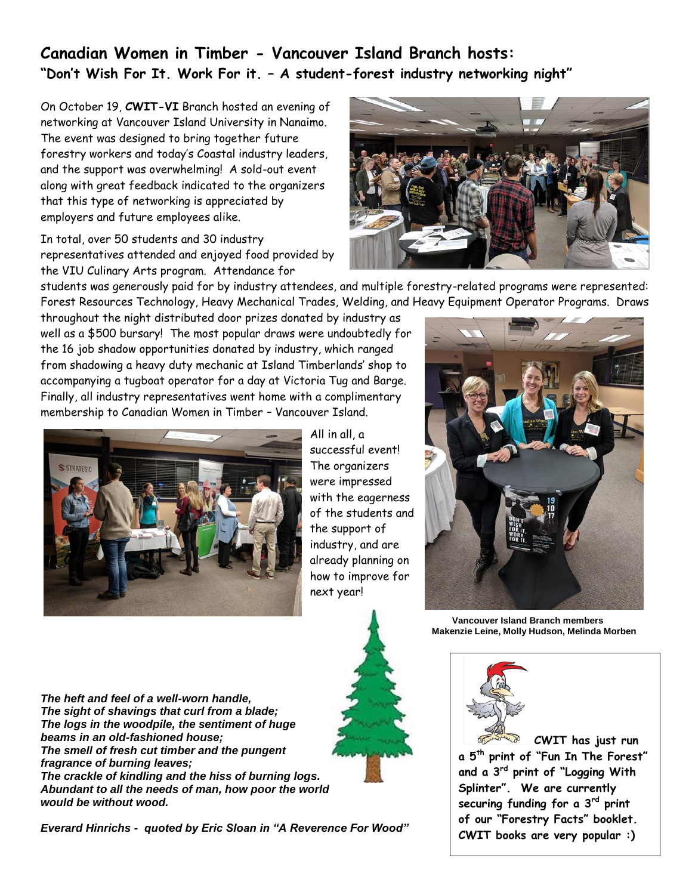## Canadian Women in Timber - Vancouver Island Branch hosts:

### "Don't Wish For It. Work For it. – A student-forest industry networking night"

On October 19, **CWIT-VI** Branch hosted an evening of networking at Vancouver Island University in Nanaimo. The event was designed to bring together future forestry workers and today's Coastal industry leaders, and the support was overwhelming! A sold-out event along with great feedback indicated to the organizers that this type of networking is appreciated by employers and future employees alike.

In total, over 50 students and 30 industry representatives attended and enjoyed food provided by the VIU Culinary Arts program. Attendance for students was generously paid for by industry attendees, and multiple forestry-related programs were represented: Forest Resources Technology, Heavy Mechanical Trades, Welding, and Heavy Equipment Operator Programs. Draws throughout the night distributed door prizes donated by industry as well as a $500 bursary! The most popular draws were undoubtedly for the 16 job shadow opportunities donated by industry, which ranged from shadowing a heavy duty mechanic at Island Timberlands' shop to accompanying a tugboat operator for a day at Victoria Tug and Barge. Finally, all industry representatives went home with a complimentary membership to Canadian Women in Timber – Vancouver Island.

All in all, a successful event! The organizers were impressed with the eagerness of the students and the support of industry, and are already planning on how to improve for next year!

Vancouver Island Branch members Makenzie Leine, Molly Hudson, Melinda Morben

***The heft and feel of a well-worn handle,***
***The sight of shavings that curl from a blade;***
***The logs in the woodpile, the sentiment of huge beams in an old-fashioned house;***
***The smell of fresh cut timber and the pungent fragrance of burning leaves;***
***The crackle of kindling and the hiss of burning logs.***
***Abundant to all the needs of man, how poor the world would be without wood.***

***Everard Hinrichs - quoted by Eric Sloan in "A Reverence For Wood"***

**CWIT has just run a 5th print of "Fun In The Forest" and a 3rd print of "Logging With Splinter". We are currently securing funding for a 3rd print of our "Forestry Facts" booklet. CWIT books are very popular :)**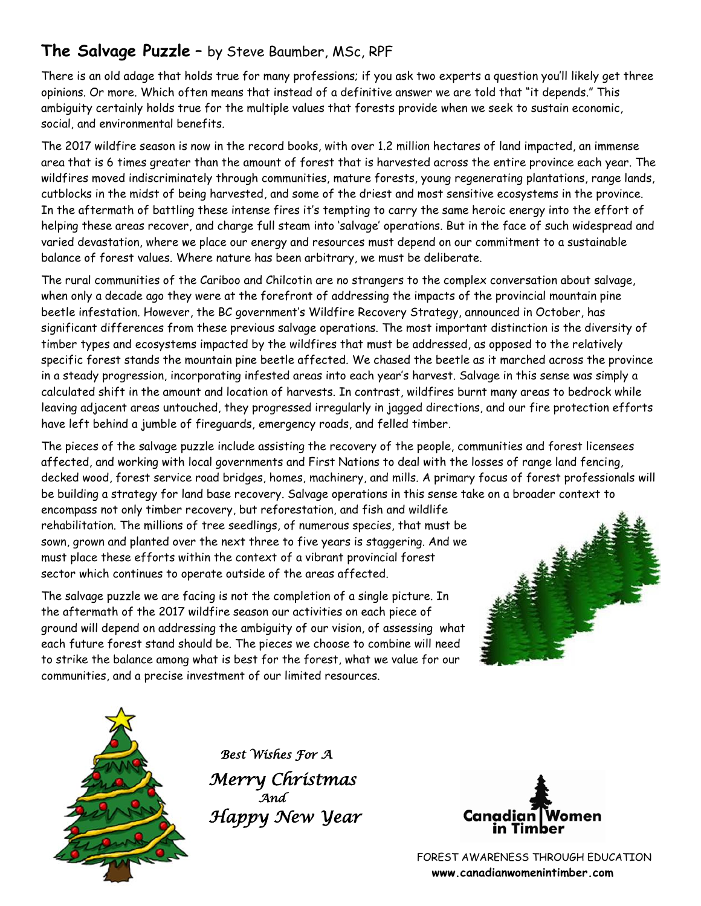## **The Salvage Puzzle** – by Steve Baumber, MSc, RPF

There is an old adage that holds true for many professions; if you ask two experts a question you'll likely get three opinions. Or more. Which often means that instead of a definitive answer we are told that "it depends." This ambiguity certainly holds true for the multiple values that forests provide when we seek to sustain economic, social, and environmental benefits.

The 2017 wildfire season is now in the record books, with over 1.2 million hectares of land impacted, an immense area that is 6 times greater than the amount of forest that is harvested across the entire province each year. The wildfires moved indiscriminately through communities, mature forests, young regenerating plantations, range lands, cutblocks in the midst of being harvested, and some of the driest and most sensitive ecosystems in the province. In the aftermath of battling these intense fires it's tempting to carry the same heroic energy into the effort of helping these areas recover, and charge full steam into 'salvage' operations. But in the face of such widespread and varied devastation, where we place our energy and resources must depend on our commitment to a sustainable balance of forest values. Where nature has been arbitrary, we must be deliberate.

The rural communities of the Cariboo and Chilcotin are no strangers to the complex conversation about salvage, when only a decade ago they were at the forefront of addressing the impacts of the provincial mountain pine beetle infestation. However, the BC government's Wildfire Recovery Strategy, announced in October, has significant differences from these previous salvage operations. The most important distinction is the diversity of timber types and ecosystems impacted by the wildfires that must be addressed, as opposed to the relatively specific forest stands the mountain pine beetle affected. We chased the beetle as it marched across the province in a steady progression, incorporating infested areas into each year's harvest. Salvage in this sense was simply a calculated shift in the amount and location of harvests. In contrast, wildfires burnt many areas to bedrock while leaving adjacent areas untouched, they progressed irregularly in jagged directions, and our fire protection efforts have left behind a jumble of fireguards, emergency roads, and felled timber.

The pieces of the salvage puzzle include assisting the recovery of the people, communities and forest licensees affected, and working with local governments and First Nations to deal with the losses of range land fencing, decked wood, forest service road bridges, homes, machinery, and mills. A primary focus of forest professionals will be building a strategy for land base recovery. Salvage operations in this sense take on a broader context to encompass not only timber recovery, but reforestation, and fish and wildlife rehabilitation. The millions of tree seedlings, of numerous species, that must be sown, grown and planted over the next three to five years is staggering. And we must place these efforts within the context of a vibrant provincial forest sector which continues to operate outside of the areas affected.

The salvage puzzle we are facing is not the completion of a single picture. In the aftermath of the 2017 wildfire season our activities on each piece of ground will depend on addressing the ambiguity of our vision, of assessing what each future forest stand should be. The pieces we choose to combine will need to strike the balance among what is best for the forest, what we value for our communities, and a precise investment of our limited resources.

*Best Wishes For A*

*Merry Christmas*

*And*

*Happy New Year*

Canadian Women in Timber

FOREST AWARENESS THROUGH EDUCATION

**www.canadianwomenintimber.com**